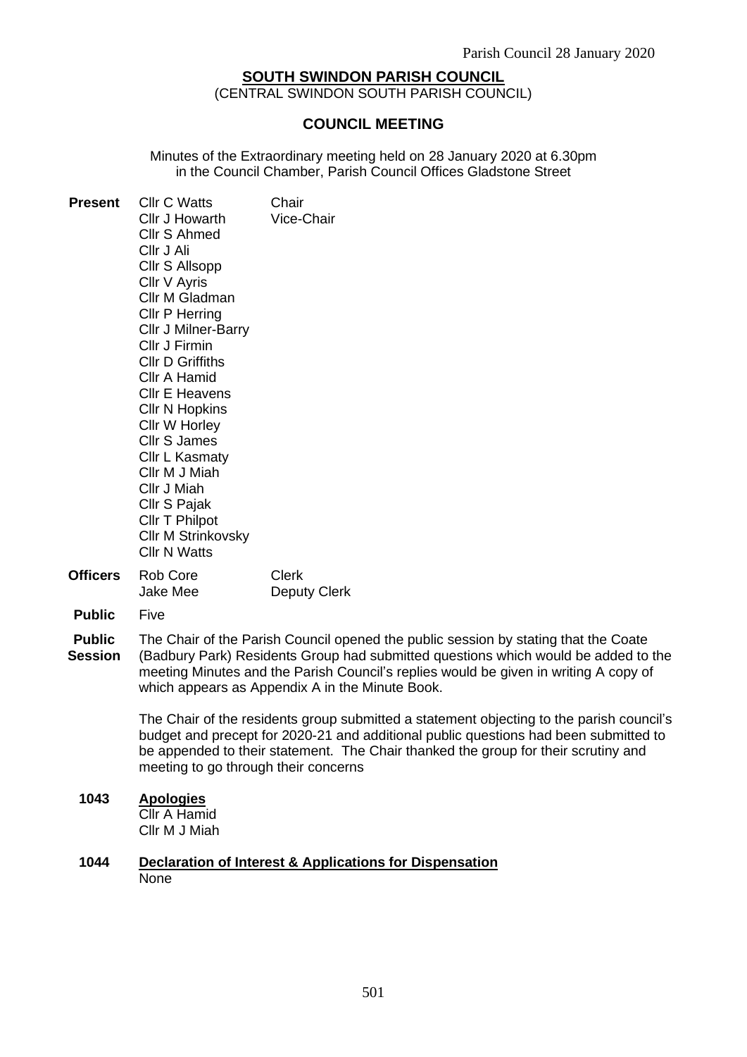**SOUTH SWINDON PARISH COUNCIL**

(CENTRAL SWINDON SOUTH PARISH COUNCIL)

**COUNCIL MEETING**

Minutes of the Extraordinary meeting held on 28 January 2020 at 6.30pm in the Council Chamber, Parish Council Offices Gladstone Street

**Present**

| | |
|---|---|
| Cllr C Watts | Chair |
| Cllr J Howarth | Vice-Chair |
| Cllr S Ahmed | |
| Cllr J Ali | |
| Cllr S Allsopp | |
| Cllr V Ayris | |
| Cllr M Gladman | |
| Cllr P Herring | |
| Cllr J Milner-Barry | |
| Cllr J Firmin | |
| Cllr D Griffiths | |
| Cllr A Hamid | |
| Cllr E Heavens | |
| Cllr N Hopkins | |
| Cllr W Horley | |
| Cllr S James | |
| Cllr L Kasmaty | |
| Cllr M J Miah | |
| Cllr J Miah | |
| Cllr S Pajak | |
| Cllr T Philpot | |
| Cllr M Strinkovsky | |
| Cllr N Watts | |

**Officers**

| | |
|---|---|
| Rob Core | Clerk |
| Jake Mee | Deputy Clerk |

**Public** Five

**Public Session**

The Chair of the Parish Council opened the public session by stating that the Coate (Badbury Park) Residents Group had submitted questions which would be added to the meeting Minutes and the Parish Council's replies would be given in writing A copy of which appears as Appendix A in the Minute Book.

The Chair of the residents group submitted a statement objecting to the parish council's budget and precept for 2020-21 and additional public questions had been submitted to be appended to their statement. The Chair thanked the group for their scrutiny and meeting to go through their concerns

**1043 Apologies**

Cllr A Hamid
Cllr M J Miah

**1044 Declaration of Interest & Applications for Dispensation**

None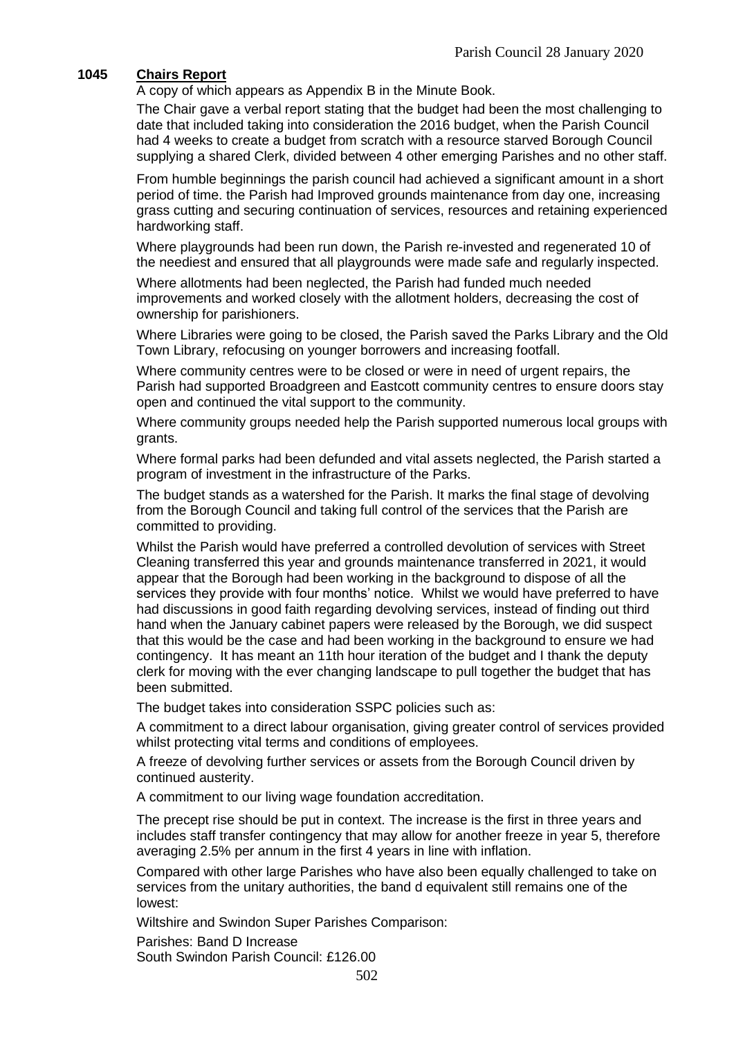**1045 Chairs Report**

A copy of which appears as Appendix B in the Minute Book.

The Chair gave a verbal report stating that the budget had been the most challenging to date that included taking into consideration the 2016 budget, when the Parish Council had 4 weeks to create a budget from scratch with a resource starved Borough Council supplying a shared Clerk, divided between 4 other emerging Parishes and no other staff.

From humble beginnings the parish council had achieved a significant amount in a short period of time. the Parish had Improved grounds maintenance from day one, increasing grass cutting and securing continuation of services, resources and retaining experienced hardworking staff.

Where playgrounds had been run down, the Parish re-invested and regenerated 10 of the neediest and ensured that all playgrounds were made safe and regularly inspected.

Where allotments had been neglected, the Parish had funded much needed improvements and worked closely with the allotment holders, decreasing the cost of ownership for parishioners.

Where Libraries were going to be closed, the Parish saved the Parks Library and the Old Town Library, refocusing on younger borrowers and increasing footfall.

Where community centres were to be closed or were in need of urgent repairs, the Parish had supported Broadgreen and Eastcott community centres to ensure doors stay open and continued the vital support to the community.

Where community groups needed help the Parish supported numerous local groups with grants.

Where formal parks had been defunded and vital assets neglected, the Parish started a program of investment in the infrastructure of the Parks.

The budget stands as a watershed for the Parish. It marks the final stage of devolving from the Borough Council and taking full control of the services that the Parish are committed to providing.

Whilst the Parish would have preferred a controlled devolution of services with Street Cleaning transferred this year and grounds maintenance transferred in 2021, it would appear that the Borough had been working in the background to dispose of all the services they provide with four months' notice. Whilst we would have preferred to have had discussions in good faith regarding devolving services, instead of finding out third hand when the January cabinet papers were released by the Borough, we did suspect that this would be the case and had been working in the background to ensure we had contingency. It has meant an 11th hour iteration of the budget and I thank the deputy clerk for moving with the ever changing landscape to pull together the budget that has been submitted.

The budget takes into consideration SSPC policies such as:

A commitment to a direct labour organisation, giving greater control of services provided whilst protecting vital terms and conditions of employees.

A freeze of devolving further services or assets from the Borough Council driven by continued austerity.

A commitment to our living wage foundation accreditation.

The precept rise should be put in context. The increase is the first in three years and includes staff transfer contingency that may allow for another freeze in year 5, therefore averaging 2.5% per annum in the first 4 years in line with inflation.

Compared with other large Parishes who have also been equally challenged to take on services from the unitary authorities, the band d equivalent still remains one of the lowest:

Wiltshire and Swindon Super Parishes Comparison:

Parishes: Band D Increase
South Swindon Parish Council: £126.00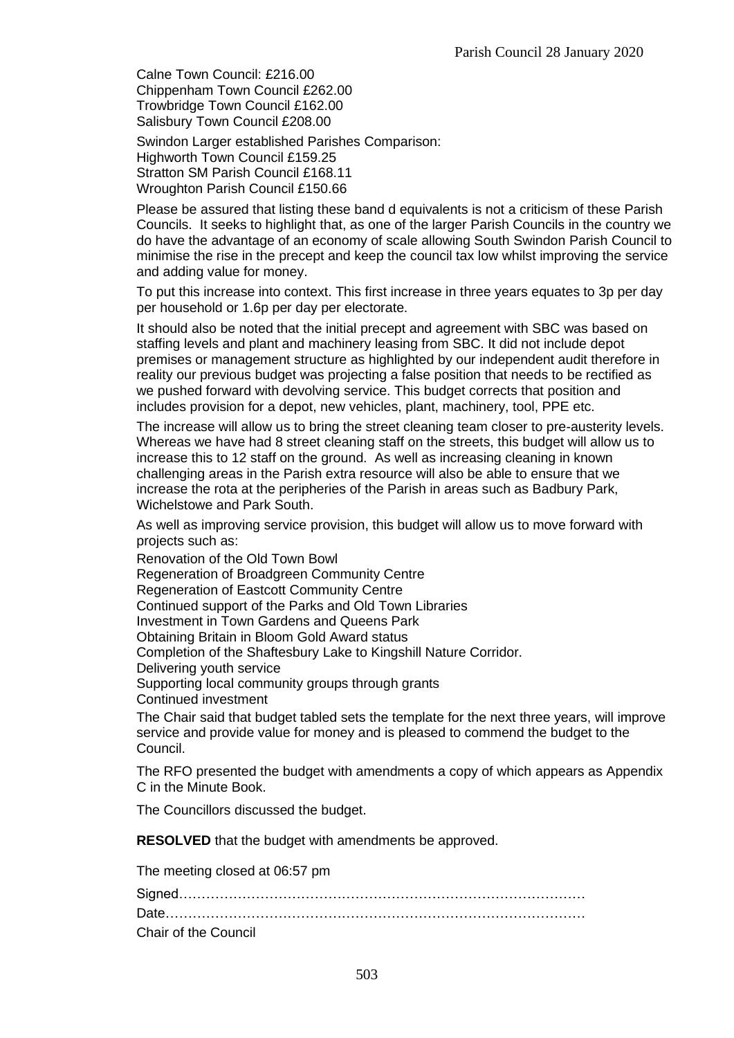Calne Town Council: £216.00
Chippenham Town Council £262.00
Trowbridge Town Council £162.00
Salisbury Town Council £208.00

Swindon Larger established Parishes Comparison:
Highworth Town Council £159.25
Stratton SM Parish Council £168.11
Wroughton Parish Council £150.66

Please be assured that listing these band d equivalents is not a criticism of these Parish Councils. It seeks to highlight that, as one of the larger Parish Councils in the country we do have the advantage of an economy of scale allowing South Swindon Parish Council to minimise the rise in the precept and keep the council tax low whilst improving the service and adding value for money.

To put this increase into context. This first increase in three years equates to 3p per day per household or 1.6p per day per electorate.

It should also be noted that the initial precept and agreement with SBC was based on staffing levels and plant and machinery leasing from SBC. It did not include depot premises or management structure as highlighted by our independent audit therefore in reality our previous budget was projecting a false position that needs to be rectified as we pushed forward with devolving service. This budget corrects that position and includes provision for a depot, new vehicles, plant, machinery, tool, PPE etc.

The increase will allow us to bring the street cleaning team closer to pre-austerity levels. Whereas we have had 8 street cleaning staff on the streets, this budget will allow us to increase this to 12 staff on the ground. As well as increasing cleaning in known challenging areas in the Parish extra resource will also be able to ensure that we increase the rota at the peripheries of the Parish in areas such as Badbury Park, Wichelstowe and Park South.

As well as improving service provision, this budget will allow us to move forward with projects such as:

Renovation of the Old Town Bowl
Regeneration of Broadgreen Community Centre
Regeneration of Eastcott Community Centre
Continued support of the Parks and Old Town Libraries
Investment in Town Gardens and Queens Park
Obtaining Britain in Bloom Gold Award status
Completion of the Shaftesbury Lake to Kingshill Nature Corridor.
Delivering youth service
Supporting local community groups through grants
Continued investment

The Chair said that budget tabled sets the template for the next three years, will improve service and provide value for money and is pleased to commend the budget to the Council.

The RFO presented the budget with amendments a copy of which appears as Appendix C in the Minute Book.

The Councillors discussed the budget.

**RESOLVED** that the budget with amendments be approved.

The meeting closed at 06:57 pm

Signed…………………………………………………………………………………

Date……………………………………………………………………………………

Chair of the Council